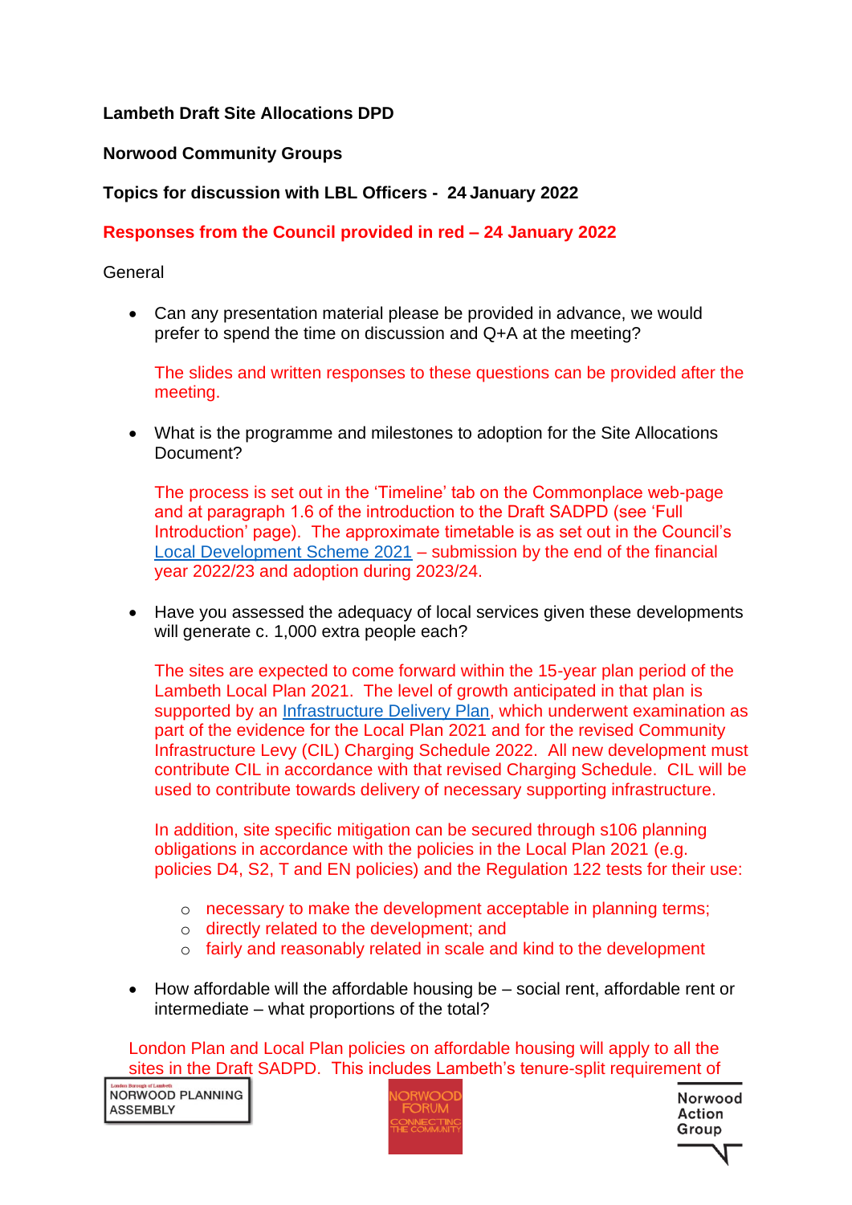**Lambeth Draft Site Allocations DPD**

**Norwood Community Groups**

**Topics for discussion with LBL Officers - 24 January 2022**

**Responses from the Council provided in red – 24 January 2022**

General

- Can any presentation material please be provided in advance, we would prefer to spend the time on discussion and Q+A at the meeting?

  The slides and written responses to these questions can be provided after the meeting.

- What is the programme and milestones to adoption for the Site Allocations Document?

  The process is set out in the 'Timeline' tab on the Commonplace web-page and at paragraph 1.6 of the introduction to the Draft SADPD (see 'Full Introduction' page). The approximate timetable is as set out in the Council's Local Development Scheme 2021 – submission by the end of the financial year 2022/23 and adoption during 2023/24.

- Have you assessed the adequacy of local services given these developments will generate c. 1,000 extra people each?

  The sites are expected to come forward within the 15-year plan period of the Lambeth Local Plan 2021. The level of growth anticipated in that plan is supported by an Infrastructure Delivery Plan, which underwent examination as part of the evidence for the Local Plan 2021 and for the revised Community Infrastructure Levy (CIL) Charging Schedule 2022. All new development must contribute CIL in accordance with that revised Charging Schedule. CIL will be used to contribute towards delivery of necessary supporting infrastructure.

  In addition, site specific mitigation can be secured through s106 planning obligations in accordance with the policies in the Local Plan 2021 (e.g. policies D4, S2, T and EN policies) and the Regulation 122 tests for their use:

  - necessary to make the development acceptable in planning terms;
  - directly related to the development; and
  - fairly and reasonably related in scale and kind to the development

- How affordable will the affordable housing be – social rent, affordable rent or intermediate – what proportions of the total?

London Plan and Local Plan policies on affordable housing will apply to all the sites in the Draft SADPD. This includes Lambeth's tenure-split requirement of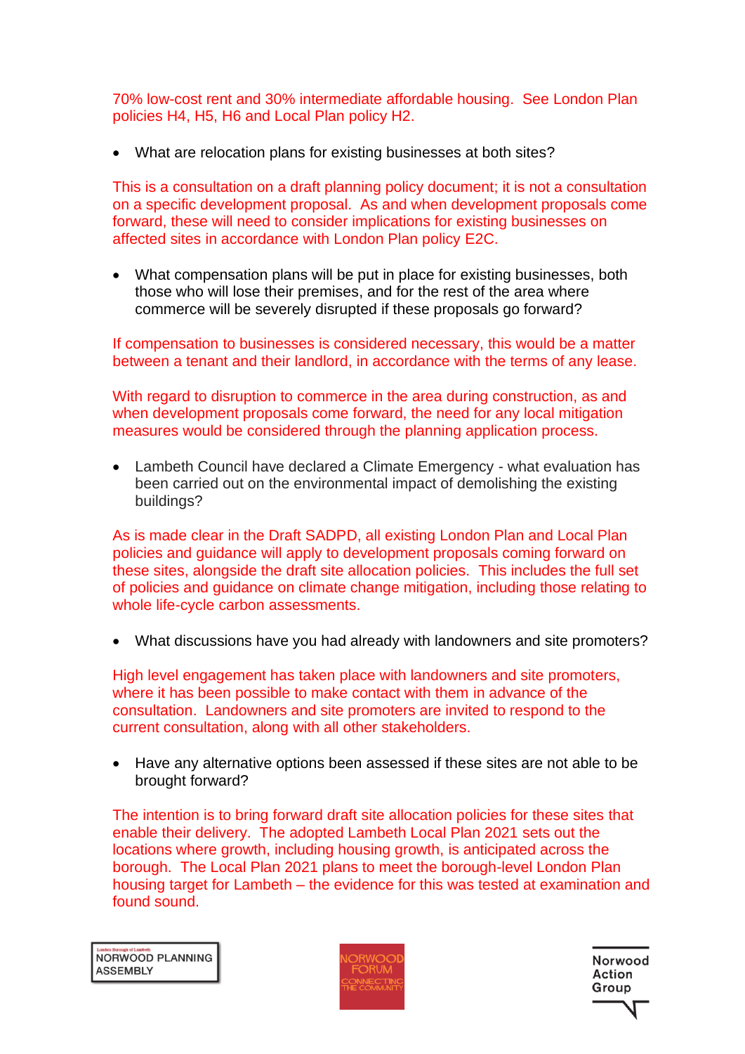70% low-cost rent and 30% intermediate affordable housing. See London Plan policies H4, H5, H6 and Local Plan policy H2.

- What are relocation plans for existing businesses at both sites?

This is a consultation on a draft planning policy document; it is not a consultation on a specific development proposal. As and when development proposals come forward, these will need to consider implications for existing businesses on affected sites in accordance with London Plan policy E2C.

- What compensation plans will be put in place for existing businesses, both those who will lose their premises, and for the rest of the area where commerce will be severely disrupted if these proposals go forward?

If compensation to businesses is considered necessary, this would be a matter between a tenant and their landlord, in accordance with the terms of any lease.

With regard to disruption to commerce in the area during construction, as and when development proposals come forward, the need for any local mitigation measures would be considered through the planning application process.

- Lambeth Council have declared a Climate Emergency - what evaluation has been carried out on the environmental impact of demolishing the existing buildings?

As is made clear in the Draft SADPD, all existing London Plan and Local Plan policies and guidance will apply to development proposals coming forward on these sites, alongside the draft site allocation policies. This includes the full set of policies and guidance on climate change mitigation, including those relating to whole life-cycle carbon assessments.

- What discussions have you had already with landowners and site promoters?

High level engagement has taken place with landowners and site promoters, where it has been possible to make contact with them in advance of the consultation. Landowners and site promoters are invited to respond to the current consultation, along with all other stakeholders.

- Have any alternative options been assessed if these sites are not able to be brought forward?

The intention is to bring forward draft site allocation policies for these sites that enable their delivery. The adopted Lambeth Local Plan 2021 sets out the locations where growth, including housing growth, is anticipated across the borough. The Local Plan 2021 plans to meet the borough-level London Plan housing target for Lambeth – the evidence for this was tested at examination and found sound.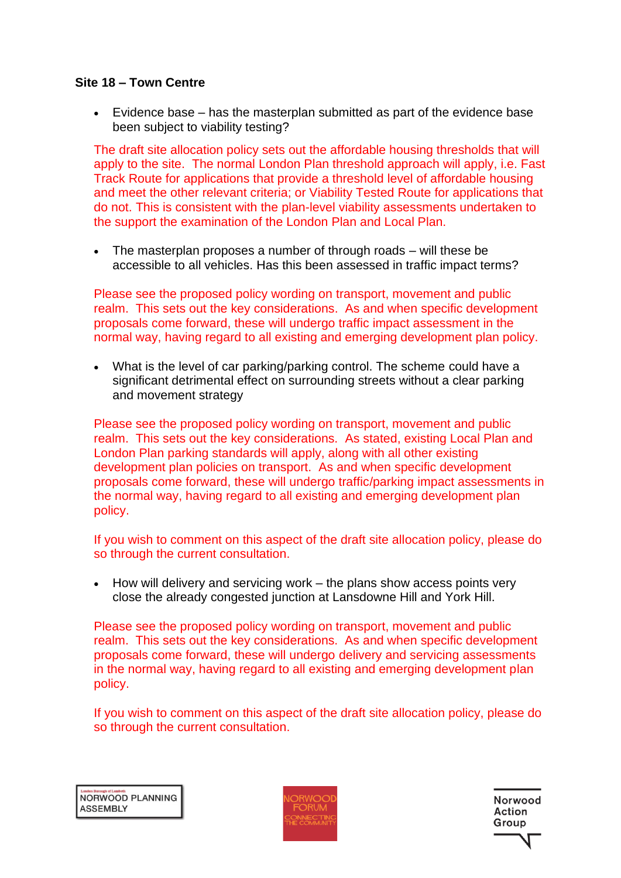**Site 18 – Town Centre**

- Evidence base – has the masterplan submitted as part of the evidence base been subject to viability testing?

The draft site allocation policy sets out the affordable housing thresholds that will apply to the site. The normal London Plan threshold approach will apply, i.e. Fast Track Route for applications that provide a threshold level of affordable housing and meet the other relevant criteria; or Viability Tested Route for applications that do not. This is consistent with the plan-level viability assessments undertaken to the support the examination of the London Plan and Local Plan.

- The masterplan proposes a number of through roads – will these be accessible to all vehicles. Has this been assessed in traffic impact terms?

Please see the proposed policy wording on transport, movement and public realm. This sets out the key considerations. As and when specific development proposals come forward, these will undergo traffic impact assessment in the normal way, having regard to all existing and emerging development plan policy.

- What is the level of car parking/parking control. The scheme could have a significant detrimental effect on surrounding streets without a clear parking and movement strategy

Please see the proposed policy wording on transport, movement and public realm. This sets out the key considerations. As stated, existing Local Plan and London Plan parking standards will apply, along with all other existing development plan policies on transport. As and when specific development proposals come forward, these will undergo traffic/parking impact assessments in the normal way, having regard to all existing and emerging development plan policy.

If you wish to comment on this aspect of the draft site allocation policy, please do so through the current consultation.

- How will delivery and servicing work – the plans show access points very close the already congested junction at Lansdowne Hill and York Hill.

Please see the proposed policy wording on transport, movement and public realm. This sets out the key considerations. As and when specific development proposals come forward, these will undergo delivery and servicing assessments in the normal way, having regard to all existing and emerging development plan policy.

If you wish to comment on this aspect of the draft site allocation policy, please do so through the current consultation.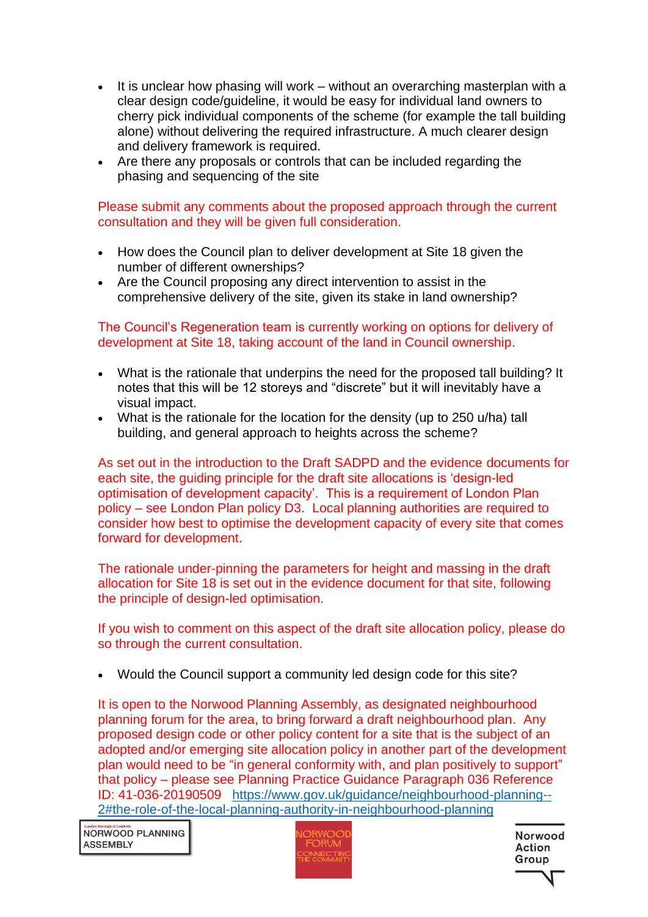- It is unclear how phasing will work – without an overarching masterplan with a clear design code/guideline, it would be easy for individual land owners to cherry pick individual components of the scheme (for example the tall building alone) without delivering the required infrastructure. A much clearer design and delivery framework is required.
- Are there any proposals or controls that can be included regarding the phasing and sequencing of the site

Please submit any comments about the proposed approach through the current consultation and they will be given full consideration.

- How does the Council plan to deliver development at Site 18 given the number of different ownerships?
- Are the Council proposing any direct intervention to assist in the comprehensive delivery of the site, given its stake in land ownership?

The Council's Regeneration team is currently working on options for delivery of development at Site 18, taking account of the land in Council ownership.

- What is the rationale that underpins the need for the proposed tall building? It notes that this will be 12 storeys and "discrete" but it will inevitably have a visual impact.
- What is the rationale for the location for the density (up to 250 u/ha) tall building, and general approach to heights across the scheme?

As set out in the introduction to the Draft SADPD and the evidence documents for each site, the guiding principle for the draft site allocations is 'design-led optimisation of development capacity'. This is a requirement of London Plan policy – see London Plan policy D3. Local planning authorities are required to consider how best to optimise the development capacity of every site that comes forward for development.

The rationale under-pinning the parameters for height and massing in the draft allocation for Site 18 is set out in the evidence document for that site, following the principle of design-led optimisation.

If you wish to comment on this aspect of the draft site allocation policy, please do so through the current consultation.

- Would the Council support a community led design code for this site?

It is open to the Norwood Planning Assembly, as designated neighbourhood planning forum for the area, to bring forward a draft neighbourhood plan. Any proposed design code or other policy content for a site that is the subject of an adopted and/or emerging site allocation policy in another part of the development plan would need to be "in general conformity with, and plan positively to support" that policy – please see Planning Practice Guidance Paragraph 036 Reference ID: 41-036-20190509 [https://www.gov.uk/guidance/neighbourhood-planning--2#the-role-of-the-local-planning-authority-in-neighbourhood-planning](https://www.gov.uk/guidance/neighbourhood-planning--2#the-role-of-the-local-planning-authority-in-neighbourhood-planning)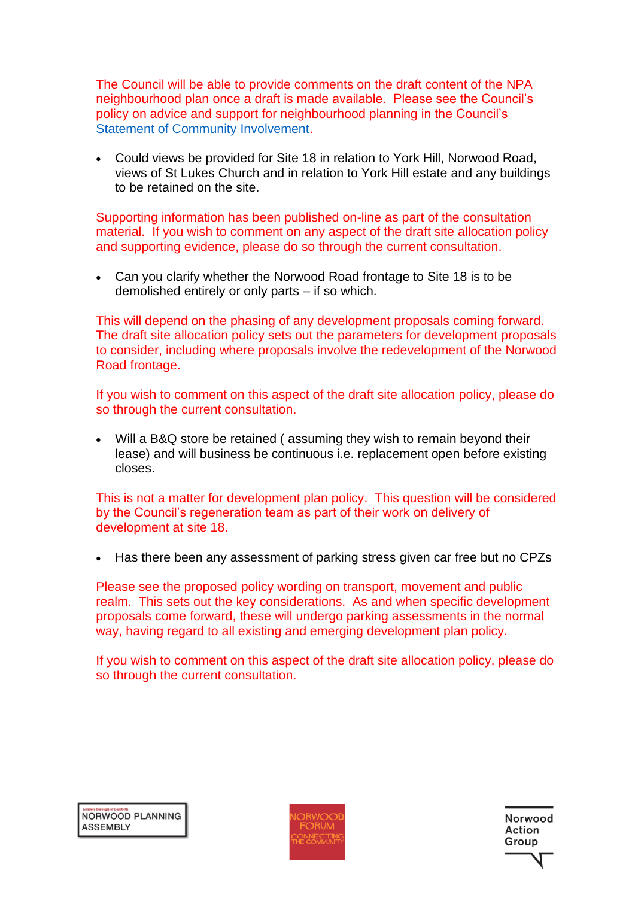The Council will be able to provide comments on the draft content of the NPA neighbourhood plan once a draft is made available. Please see the Council's policy on advice and support for neighbourhood planning in the Council's Statement of Community Involvement.

- Could views be provided for Site 18 in relation to York Hill, Norwood Road, views of St Lukes Church and in relation to York Hill estate and any buildings to be retained on the site.

Supporting information has been published on-line as part of the consultation material. If you wish to comment on any aspect of the draft site allocation policy and supporting evidence, please do so through the current consultation.

- Can you clarify whether the Norwood Road frontage to Site 18 is to be demolished entirely or only parts – if so which.

This will depend on the phasing of any development proposals coming forward. The draft site allocation policy sets out the parameters for development proposals to consider, including where proposals involve the redevelopment of the Norwood Road frontage.

If you wish to comment on this aspect of the draft site allocation policy, please do so through the current consultation.

- Will a B&Q store be retained ( assuming they wish to remain beyond their lease) and will business be continuous i.e. replacement open before existing closes.

This is not a matter for development plan policy. This question will be considered by the Council's regeneration team as part of their work on delivery of development at site 18.

- Has there been any assessment of parking stress given car free but no CPZs

Please see the proposed policy wording on transport, movement and public realm. This sets out the key considerations. As and when specific development proposals come forward, these will undergo parking assessments in the normal way, having regard to all existing and emerging development plan policy.

If you wish to comment on this aspect of the draft site allocation policy, please do so through the current consultation.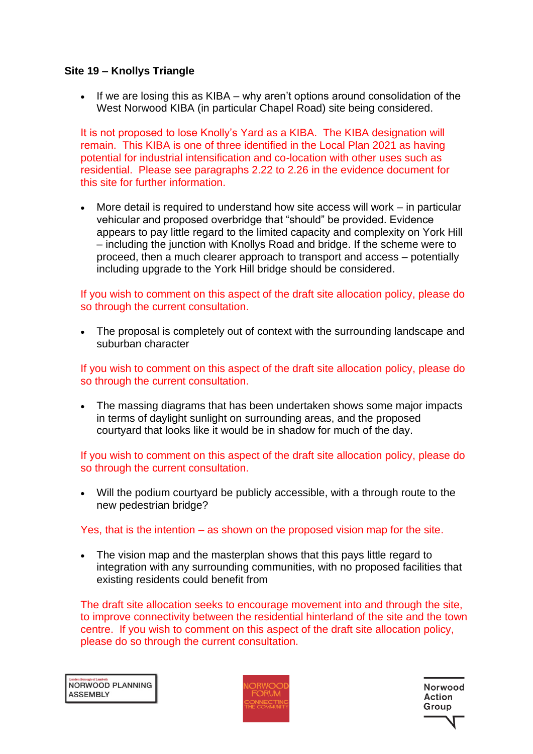**Site 19 – Knollys Triangle**

- If we are losing this as KIBA – why aren't options around consolidation of the West Norwood KIBA (in particular Chapel Road) site being considered.

It is not proposed to lose Knolly's Yard as a KIBA. The KIBA designation will remain. This KIBA is one of three identified in the Local Plan 2021 as having potential for industrial intensification and co-location with other uses such as residential. Please see paragraphs 2.22 to 2.26 in the evidence document for this site for further information.

- More detail is required to understand how site access will work – in particular vehicular and proposed overbridge that "should" be provided. Evidence appears to pay little regard to the limited capacity and complexity on York Hill – including the junction with Knollys Road and bridge. If the scheme were to proceed, then a much clearer approach to transport and access – potentially including upgrade to the York Hill bridge should be considered.

If you wish to comment on this aspect of the draft site allocation policy, please do so through the current consultation.

- The proposal is completely out of context with the surrounding landscape and suburban character

If you wish to comment on this aspect of the draft site allocation policy, please do so through the current consultation.

- The massing diagrams that has been undertaken shows some major impacts in terms of daylight sunlight on surrounding areas, and the proposed courtyard that looks like it would be in shadow for much of the day.

If you wish to comment on this aspect of the draft site allocation policy, please do so through the current consultation.

- Will the podium courtyard be publicly accessible, with a through route to the new pedestrian bridge?

Yes, that is the intention – as shown on the proposed vision map for the site.

- The vision map and the masterplan shows that this pays little regard to integration with any surrounding communities, with no proposed facilities that existing residents could benefit from

The draft site allocation seeks to encourage movement into and through the site, to improve connectivity between the residential hinterland of the site and the town centre. If you wish to comment on this aspect of the draft site allocation policy, please do so through the current consultation.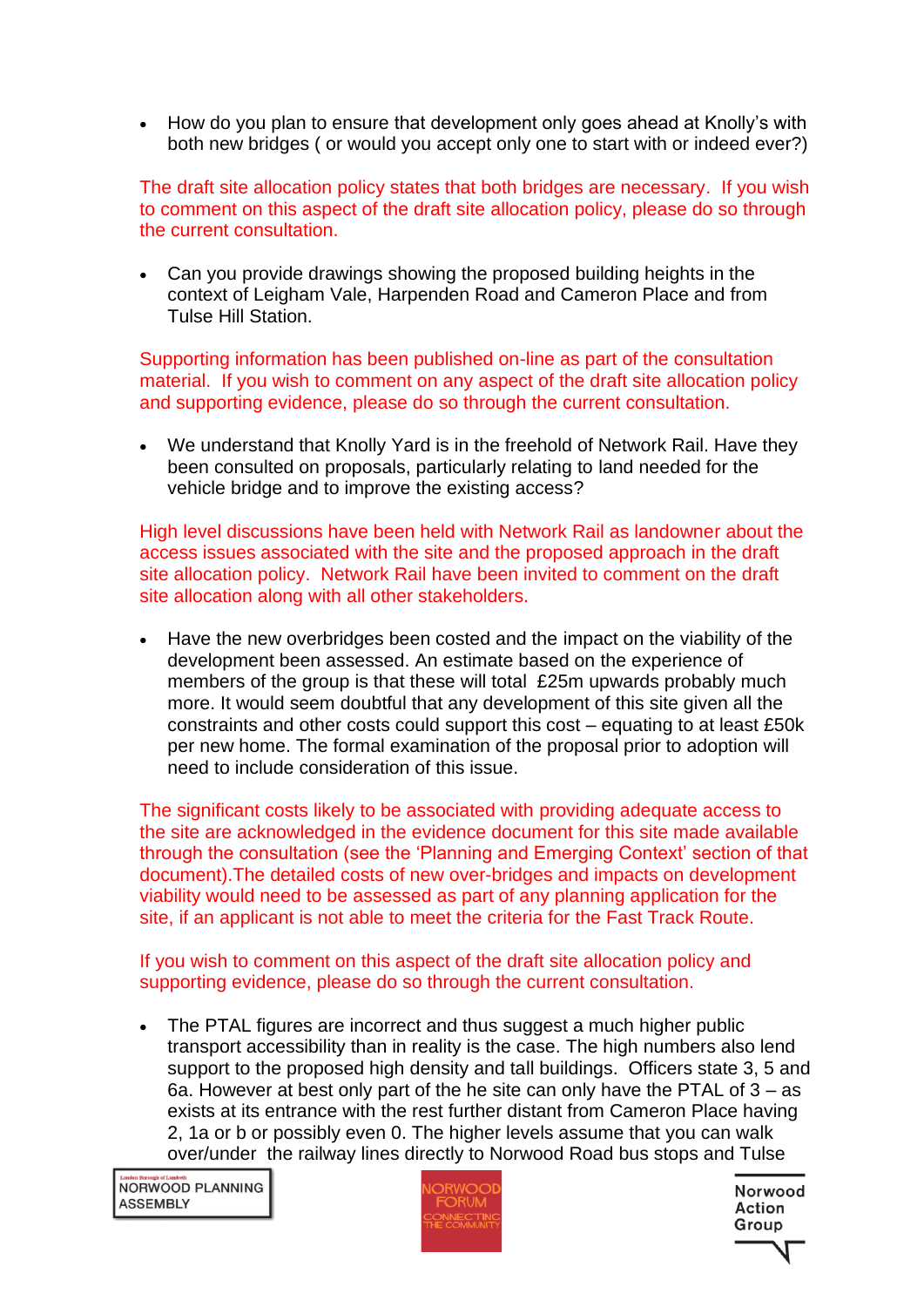- How do you plan to ensure that development only goes ahead at Knolly's with both new bridges ( or would you accept only one to start with or indeed ever?)

The draft site allocation policy states that both bridges are necessary. If you wish to comment on this aspect of the draft site allocation policy, please do so through the current consultation.

- Can you provide drawings showing the proposed building heights in the context of Leigham Vale, Harpenden Road and Cameron Place and from Tulse Hill Station.

Supporting information has been published on-line as part of the consultation material. If you wish to comment on any aspect of the draft site allocation policy and supporting evidence, please do so through the current consultation.

- We understand that Knolly Yard is in the freehold of Network Rail. Have they been consulted on proposals, particularly relating to land needed for the vehicle bridge and to improve the existing access?

High level discussions have been held with Network Rail as landowner about the access issues associated with the site and the proposed approach in the draft site allocation policy. Network Rail have been invited to comment on the draft site allocation along with all other stakeholders.

- Have the new overbridges been costed and the impact on the viability of the development been assessed. An estimate based on the experience of members of the group is that these will total £25m upwards probably much more. It would seem doubtful that any development of this site given all the constraints and other costs could support this cost – equating to at least £50k per new home. The formal examination of the proposal prior to adoption will need to include consideration of this issue.

The significant costs likely to be associated with providing adequate access to the site are acknowledged in the evidence document for this site made available through the consultation (see the 'Planning and Emerging Context' section of that document).The detailed costs of new over-bridges and impacts on development viability would need to be assessed as part of any planning application for the site, if an applicant is not able to meet the criteria for the Fast Track Route.

If you wish to comment on this aspect of the draft site allocation policy and supporting evidence, please do so through the current consultation.

- The PTAL figures are incorrect and thus suggest a much higher public transport accessibility than in reality is the case. The high numbers also lend support to the proposed high density and tall buildings. Officers state 3, 5 and 6a. However at best only part of the he site can only have the PTAL of 3 – as exists at its entrance with the rest further distant from Cameron Place having 2, 1a or b or possibly even 0. The higher levels assume that you can walk over/under the railway lines directly to Norwood Road bus stops and Tulse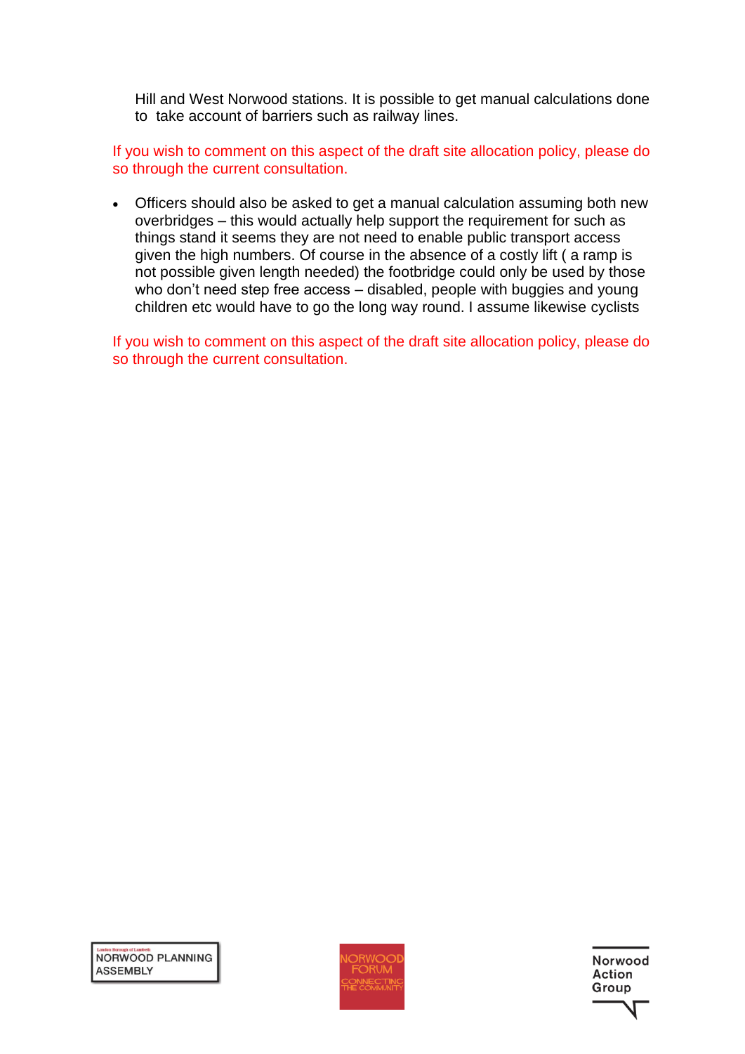Hill and West Norwood stations. It is possible to get manual calculations done to take account of barriers such as railway lines.

If you wish to comment on this aspect of the draft site allocation policy, please do so through the current consultation.

- Officers should also be asked to get a manual calculation assuming both new overbridges – this would actually help support the requirement for such as things stand it seems they are not need to enable public transport access given the high numbers. Of course in the absence of a costly lift ( a ramp is not possible given length needed) the footbridge could only be used by those who don't need step free access – disabled, people with buggies and young children etc would have to go the long way round. I assume likewise cyclists

If you wish to comment on this aspect of the draft site allocation policy, please do so through the current consultation.